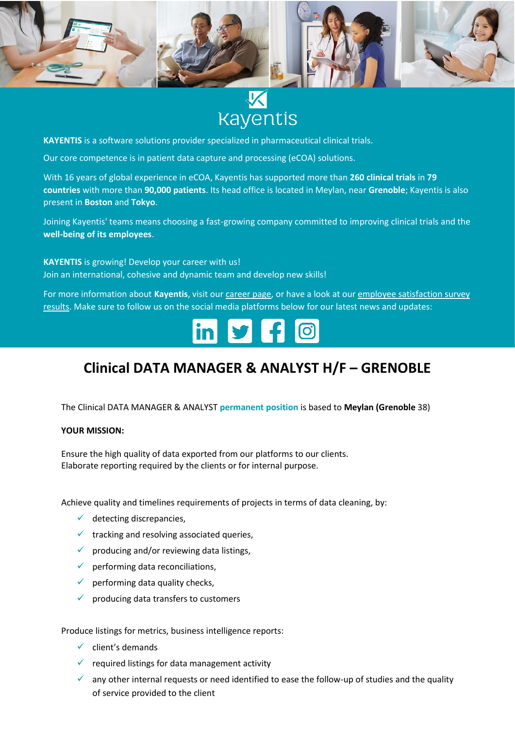**KAYENTIS** is a software solutions provider specialized in pharmaceutical clinical trials.

Our core competence is in patient data capture and processing (eCOA) solutions.

With 16 years of global experience in eCOA, Kayentis has supported more than **260 clinical trials** in **79 countries** with more than **90,000 patients**. Its head office is located in Meylan, near **Grenoble**; Kayentis is also present in **Boston** and **Tokyo**.

Joining Kayentis' teams means choosing a fast-growing company committed to improving clinical trials and the **well-being of its employees**.

**KAYENTIS** is growing! Develop your career with us!
Join an international, cohesive and dynamic team and develop new skills!

For more information about **Kayentis**, visit our career page, or have a look at our employee satisfaction survey results. Make sure to follow us on the social media platforms below for our latest news and updates:

# Clinical DATA MANAGER & ANALYST H/F – GRENOBLE

The Clinical DATA MANAGER & ANALYST **permanent position** is based to **Meylan (Grenoble** 38)

**YOUR MISSION:**

Ensure the high quality of data exported from our platforms to our clients.
Elaborate reporting required by the clients or for internal purpose.

Achieve quality and timelines requirements of projects in terms of data cleaning, by:

- detecting discrepancies,
- tracking and resolving associated queries,
- producing and/or reviewing data listings,
- performing data reconciliations,
- performing data quality checks,
- producing data transfers to customers

Produce listings for metrics, business intelligence reports:

- client's demands
- required listings for data management activity
- any other internal requests or need identified to ease the follow-up of studies and the quality of service provided to the client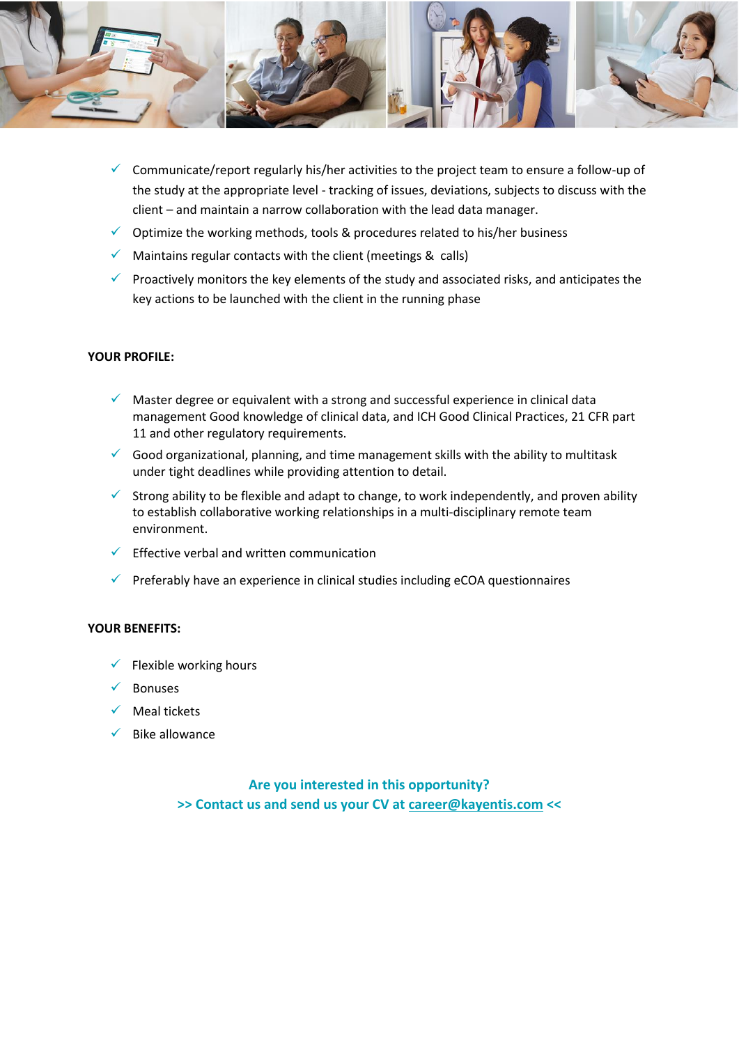- Communicate/report regularly his/her activities to the project team to ensure a follow-up of the study at the appropriate level - tracking of issues, deviations, subjects to discuss with the client – and maintain a narrow collaboration with the lead data manager.
- Optimize the working methods, tools & procedures related to his/her business
- Maintains regular contacts with the client (meetings & calls)
- Proactively monitors the key elements of the study and associated risks, and anticipates the key actions to be launched with the client in the running phase

**YOUR PROFILE:**

- Master degree or equivalent with a strong and successful experience in clinical data management Good knowledge of clinical data, and ICH Good Clinical Practices, 21 CFR part 11 and other regulatory requirements.
- Good organizational, planning, and time management skills with the ability to multitask under tight deadlines while providing attention to detail.
- Strong ability to be flexible and adapt to change, to work independently, and proven ability to establish collaborative working relationships in a multi-disciplinary remote team environment.
- Effective verbal and written communication
- Preferably have an experience in clinical studies including eCOA questionnaires

**YOUR BENEFITS:**

- Flexible working hours
- Bonuses
- Meal tickets
- Bike allowance

**Are you interested in this opportunity?**
**>> Contact us and send us your CV at career@kayentis.com <<**